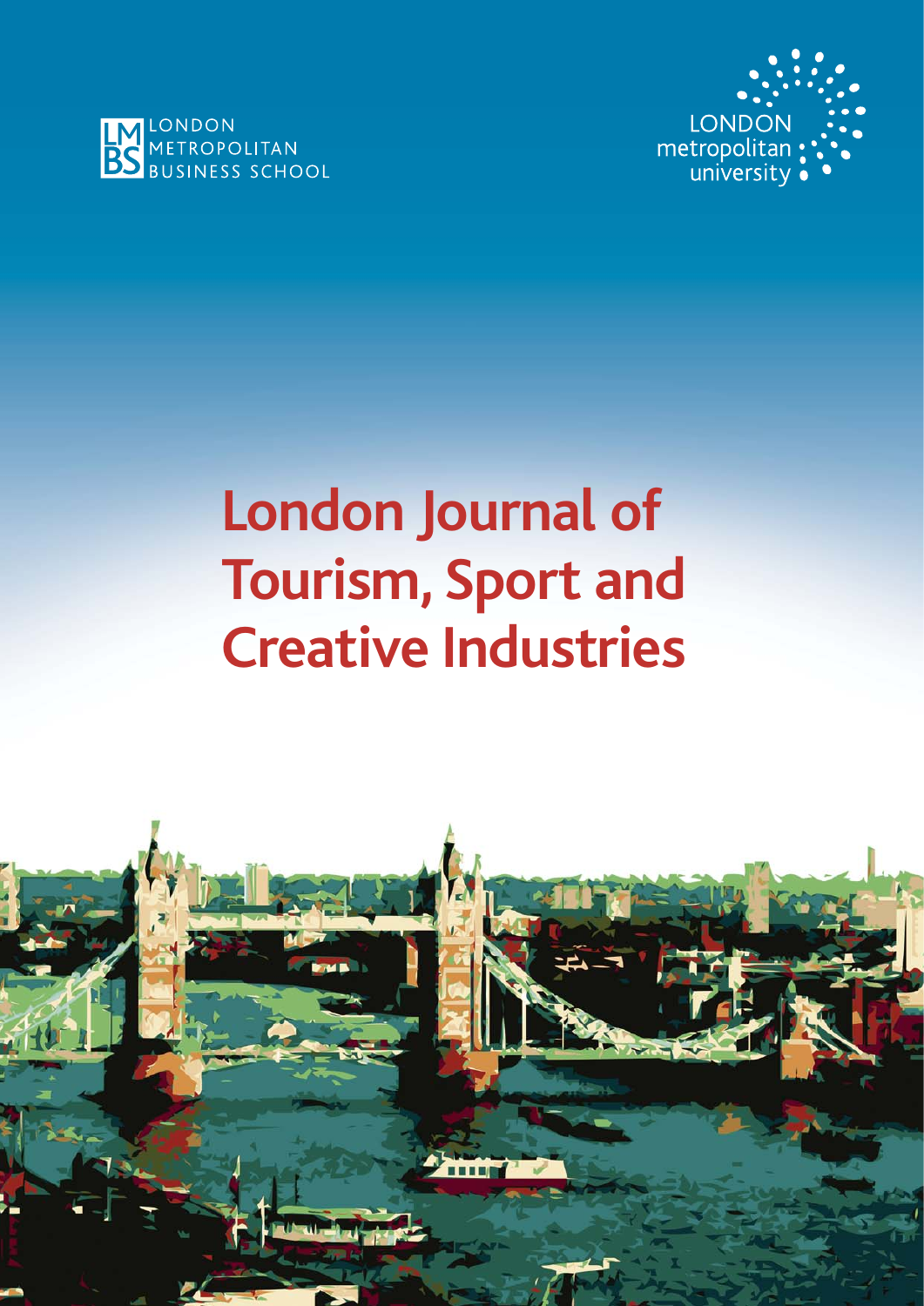LONDON METROPOLITAN BUSINESS SCHOOL

LONDON metropolitan university

# London Journal of Tourism, Sport and Creative Industries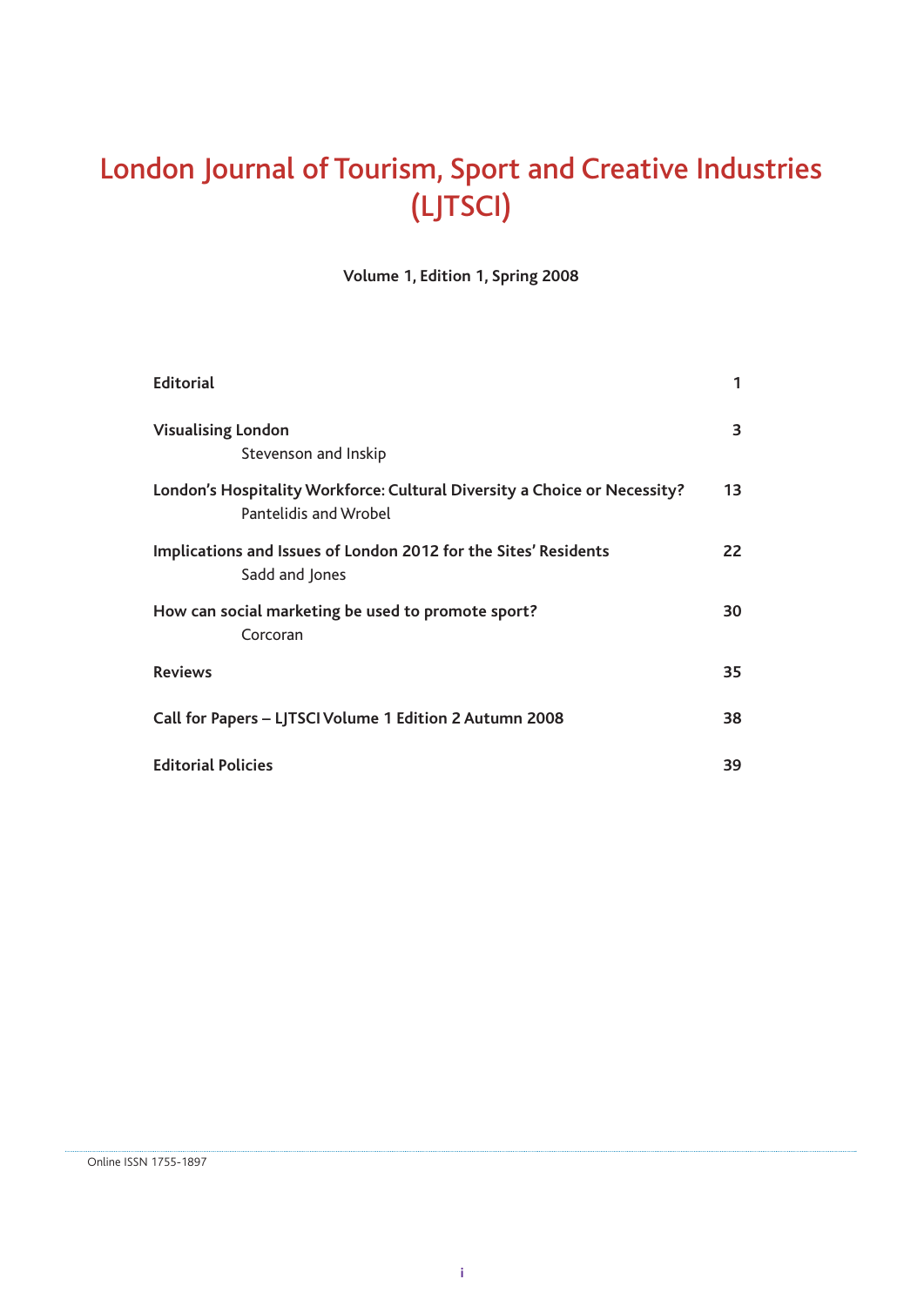# London Journal of Tourism, Sport and Creative Industries (LJTSCI)

**Volume 1, Edition 1, Spring 2008**

| | |
|---|---|
| **Editorial** | **1** |
| **Visualising London**<br>Stevenson and Inskip | **3** |
| **London's Hospitality Workforce: Cultural Diversity a Choice or Necessity?**<br>Pantelidis and Wrobel | **13** |
| **Implications and Issues of London 2012 for the Sites' Residents**<br>Sadd and Jones | **22** |
| **How can social marketing be used to promote sport?**<br>Corcoran | **30** |
| **Reviews** | **35** |
| **Call for Papers – LJTSCI Volume 1 Edition 2 Autumn 2008** | **38** |
| **Editorial Policies** | **39** |

Online ISSN 1755-1897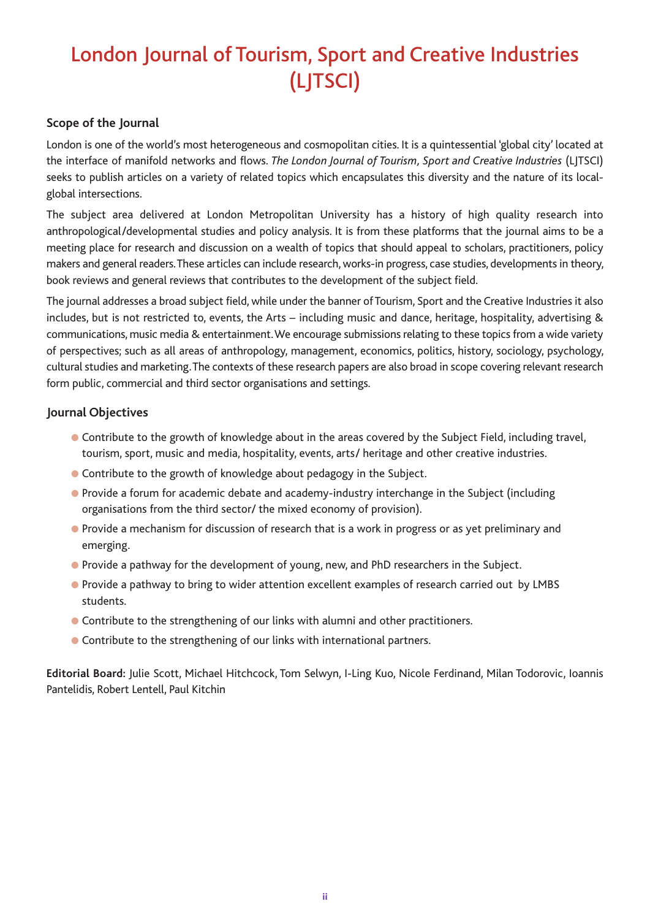# London Journal of Tourism, Sport and Creative Industries (LJTSCI)

## Scope of the Journal

London is one of the world's most heterogeneous and cosmopolitan cities. It is a quintessential 'global city' located at the interface of manifold networks and flows. *The London Journal of Tourism, Sport and Creative Industries* (LJTSCI) seeks to publish articles on a variety of related topics which encapsulates this diversity and the nature of its local-global intersections.

The subject area delivered at London Metropolitan University has a history of high quality research into anthropological/developmental studies and policy analysis. It is from these platforms that the journal aims to be a meeting place for research and discussion on a wealth of topics that should appeal to scholars, practitioners, policy makers and general readers. These articles can include research, works-in progress, case studies, developments in theory, book reviews and general reviews that contributes to the development of the subject field.

The journal addresses a broad subject field, while under the banner of Tourism, Sport and the Creative Industries it also includes, but is not restricted to, events, the Arts – including music and dance, heritage, hospitality, advertising & communications, music media & entertainment. We encourage submissions relating to these topics from a wide variety of perspectives; such as all areas of anthropology, management, economics, politics, history, sociology, psychology, cultural studies and marketing. The contexts of these research papers are also broad in scope covering relevant research form public, commercial and third sector organisations and settings.

## Journal Objectives

- Contribute to the growth of knowledge about in the areas covered by the Subject Field, including travel, tourism, sport, music and media, hospitality, events, arts/ heritage and other creative industries.
- Contribute to the growth of knowledge about pedagogy in the Subject.
- Provide a forum for academic debate and academy-industry interchange in the Subject (including organisations from the third sector/ the mixed economy of provision).
- Provide a mechanism for discussion of research that is a work in progress or as yet preliminary and emerging.
- Provide a pathway for the development of young, new, and PhD researchers in the Subject.
- Provide a pathway to bring to wider attention excellent examples of research carried out by LMBS students.
- Contribute to the strengthening of our links with alumni and other practitioners.
- Contribute to the strengthening of our links with international partners.

**Editorial Board**: Julie Scott, Michael Hitchcock, Tom Selwyn, I-Ling Kuo, Nicole Ferdinand, Milan Todorovic, Ioannis Pantelidis, Robert Lentell, Paul Kitchin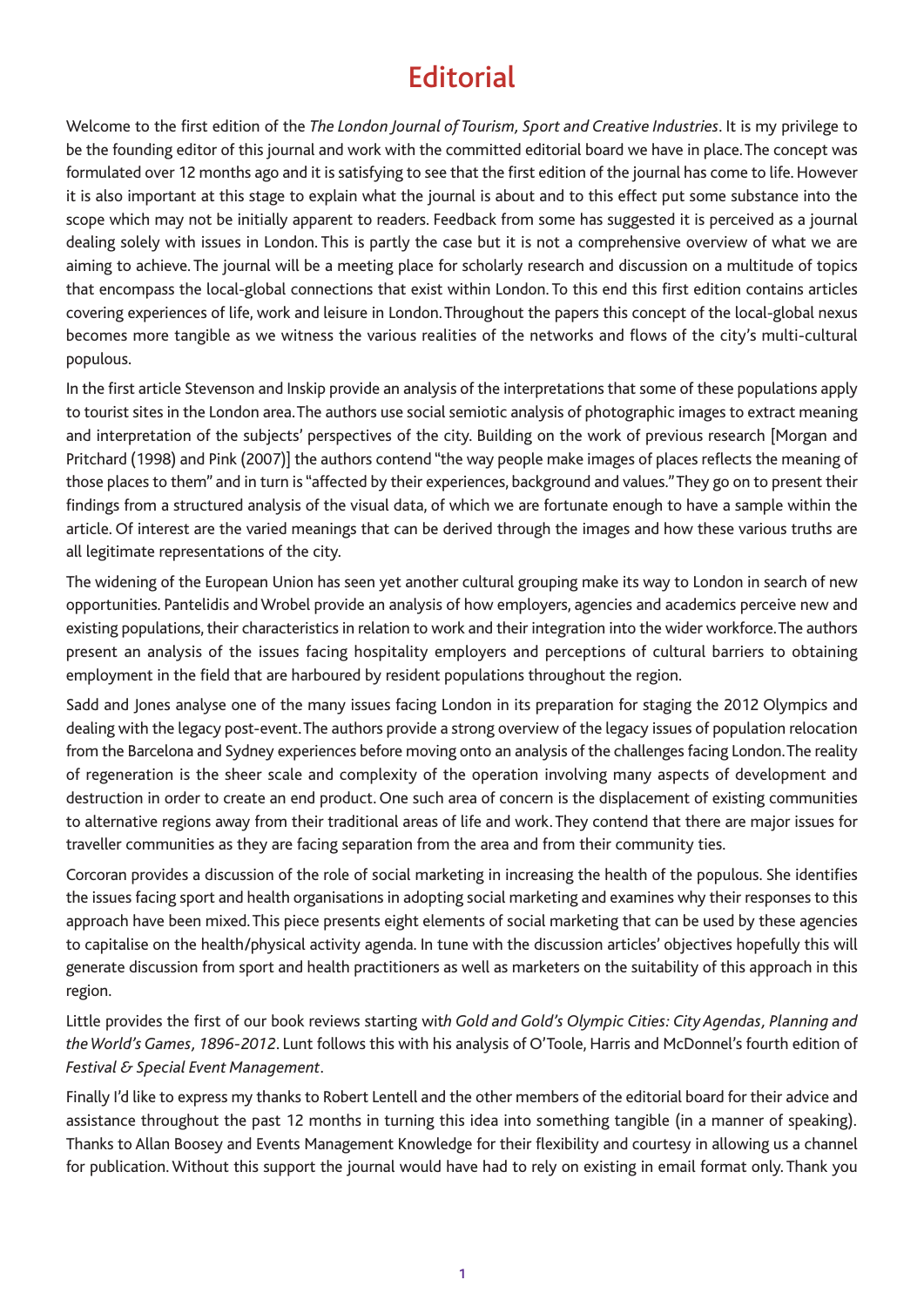# Editorial

Welcome to the first edition of the *The London Journal of Tourism, Sport and Creative Industries*. It is my privilege to be the founding editor of this journal and work with the committed editorial board we have in place. The concept was formulated over 12 months ago and it is satisfying to see that the first edition of the journal has come to life. However it is also important at this stage to explain what the journal is about and to this effect put some substance into the scope which may not be initially apparent to readers. Feedback from some has suggested it is perceived as a journal dealing solely with issues in London. This is partly the case but it is not a comprehensive overview of what we are aiming to achieve. The journal will be a meeting place for scholarly research and discussion on a multitude of topics that encompass the local-global connections that exist within London. To this end this first edition contains articles covering experiences of life, work and leisure in London. Throughout the papers this concept of the local-global nexus becomes more tangible as we witness the various realities of the networks and flows of the city's multi-cultural populous.

In the first article Stevenson and Inskip provide an analysis of the interpretations that some of these populations apply to tourist sites in the London area. The authors use social semiotic analysis of photographic images to extract meaning and interpretation of the subjects' perspectives of the city. Building on the work of previous research [Morgan and Pritchard (1998) and Pink (2007)] the authors contend "the way people make images of places reflects the meaning of those places to them" and in turn is "affected by their experiences, background and values." They go on to present their findings from a structured analysis of the visual data, of which we are fortunate enough to have a sample within the article. Of interest are the varied meanings that can be derived through the images and how these various truths are all legitimate representations of the city.

The widening of the European Union has seen yet another cultural grouping make its way to London in search of new opportunities. Pantelidis and Wrobel provide an analysis of how employers, agencies and academics perceive new and existing populations, their characteristics in relation to work and their integration into the wider workforce. The authors present an analysis of the issues facing hospitality employers and perceptions of cultural barriers to obtaining employment in the field that are harboured by resident populations throughout the region.

Sadd and Jones analyse one of the many issues facing London in its preparation for staging the 2012 Olympics and dealing with the legacy post-event. The authors provide a strong overview of the legacy issues of population relocation from the Barcelona and Sydney experiences before moving onto an analysis of the challenges facing London. The reality of regeneration is the sheer scale and complexity of the operation involving many aspects of development and destruction in order to create an end product. One such area of concern is the displacement of existing communities to alternative regions away from their traditional areas of life and work. They contend that there are major issues for traveller communities as they are facing separation from the area and from their community ties.

Corcoran provides a discussion of the role of social marketing in increasing the health of the populous. She identifies the issues facing sport and health organisations in adopting social marketing and examines why their responses to this approach have been mixed. This piece presents eight elements of social marketing that can be used by these agencies to capitalise on the health/physical activity agenda. In tune with the discussion articles' objectives hopefully this will generate discussion from sport and health practitioners as well as marketers on the suitability of this approach in this region.

Little provides the first of our book reviews starting with *Gold and Gold's Olympic Cities: City Agendas, Planning and the World's Games, 1896-2012*. Lunt follows this with his analysis of O'Toole, Harris and McDonnel's fourth edition of *Festival & Special Event Management*.

Finally I'd like to express my thanks to Robert Lentell and the other members of the editorial board for their advice and assistance throughout the past 12 months in turning this idea into something tangible (in a manner of speaking). Thanks to Allan Boosey and Events Management Knowledge for their flexibility and courtesy in allowing us a channel for publication. Without this support the journal would have had to rely on existing in email format only. Thank you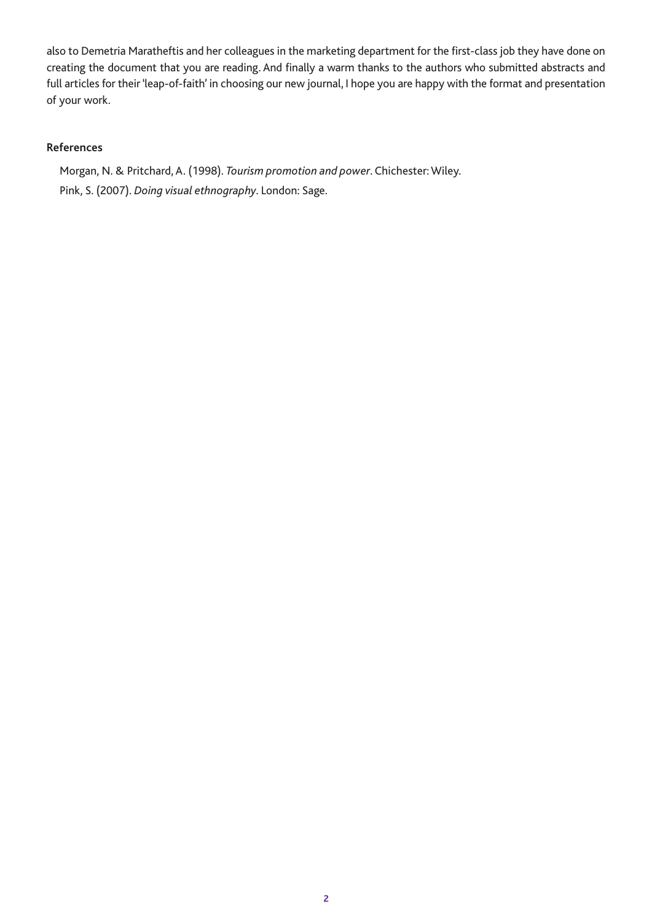also to Demetria Maratheftis and her colleagues in the marketing department for the first-class job they have done on creating the document that you are reading. And finally a warm thanks to the authors who submitted abstracts and full articles for their 'leap-of-faith' in choosing our new journal, I hope you are happy with the format and presentation of your work.

## References

Morgan, N. & Pritchard, A. (1998). *Tourism promotion and power*. Chichester: Wiley.

Pink, S. (2007). *Doing visual ethnography*. London: Sage.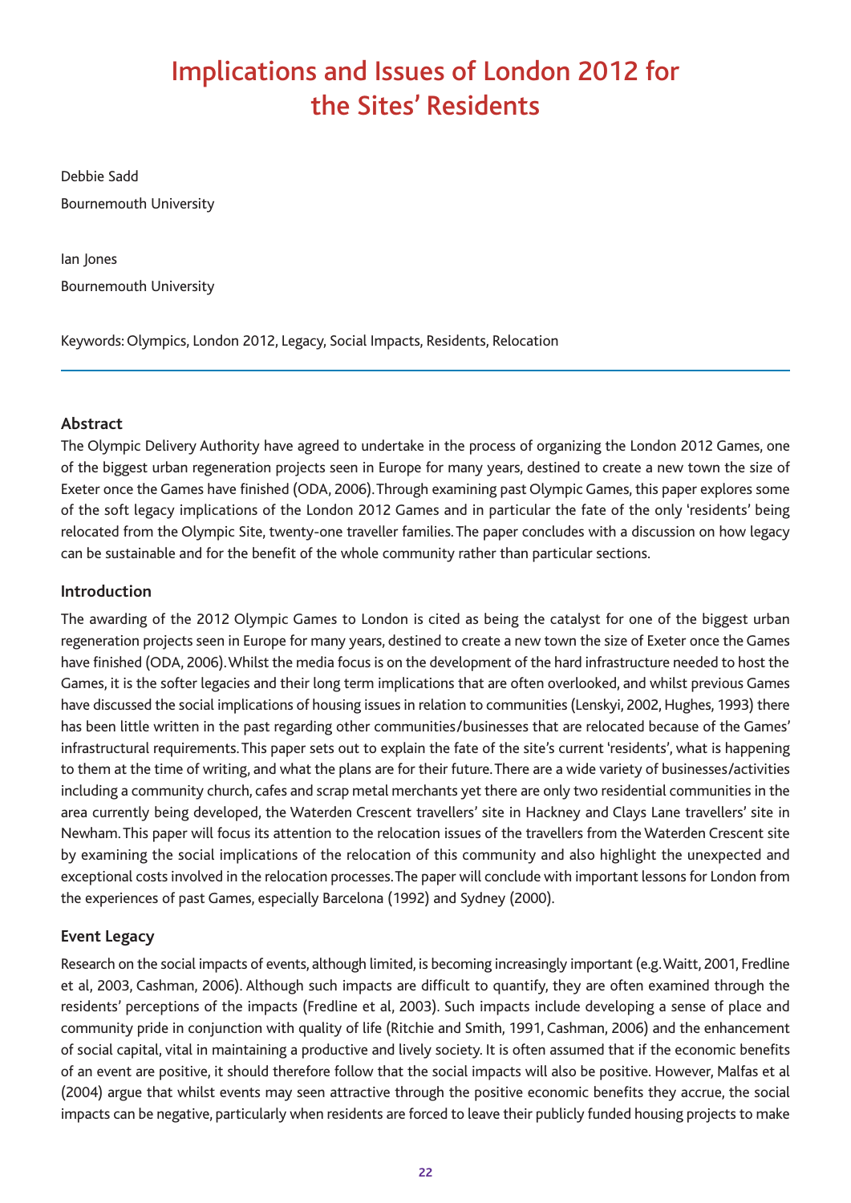# Implications and Issues of London 2012 for the Sites' Residents

Debbie Sadd

Bournemouth University

Ian Jones

Bournemouth University

Keywords: Olympics, London 2012, Legacy, Social Impacts, Residents, Relocation

---

## Abstract

The Olympic Delivery Authority have agreed to undertake in the process of organizing the London 2012 Games, one of the biggest urban regeneration projects seen in Europe for many years, destined to create a new town the size of Exeter once the Games have finished (ODA, 2006). Through examining past Olympic Games, this paper explores some of the soft legacy implications of the London 2012 Games and in particular the fate of the only 'residents' being relocated from the Olympic Site, twenty-one traveller families. The paper concludes with a discussion on how legacy can be sustainable and for the benefit of the whole community rather than particular sections.

## Introduction

The awarding of the 2012 Olympic Games to London is cited as being the catalyst for one of the biggest urban regeneration projects seen in Europe for many years, destined to create a new town the size of Exeter once the Games have finished (ODA, 2006). Whilst the media focus is on the development of the hard infrastructure needed to host the Games, it is the softer legacies and their long term implications that are often overlooked, and whilst previous Games have discussed the social implications of housing issues in relation to communities (Lenskyi, 2002, Hughes, 1993) there has been little written in the past regarding other communities/businesses that are relocated because of the Games' infrastructural requirements. This paper sets out to explain the fate of the site's current 'residents', what is happening to them at the time of writing, and what the plans are for their future. There are a wide variety of businesses/activities including a community church, cafes and scrap metal merchants yet there are only two residential communities in the area currently being developed, the Waterden Crescent travellers' site in Hackney and Clays Lane travellers' site in Newham. This paper will focus its attention to the relocation issues of the travellers from the Waterden Crescent site by examining the social implications of the relocation of this community and also highlight the unexpected and exceptional costs involved in the relocation processes. The paper will conclude with important lessons for London from the experiences of past Games, especially Barcelona (1992) and Sydney (2000).

## Event Legacy

Research on the social impacts of events, although limited, is becoming increasingly important (e.g. Waitt, 2001, Fredline et al, 2003, Cashman, 2006). Although such impacts are difficult to quantify, they are often examined through the residents' perceptions of the impacts (Fredline et al, 2003). Such impacts include developing a sense of place and community pride in conjunction with quality of life (Ritchie and Smith, 1991, Cashman, 2006) and the enhancement of social capital, vital in maintaining a productive and lively society. It is often assumed that if the economic benefits of an event are positive, it should therefore follow that the social impacts will also be positive. However, Malfas et al (2004) argue that whilst events may seen attractive through the positive economic benefits they accrue, the social impacts can be negative, particularly when residents are forced to leave their publicly funded housing projects to make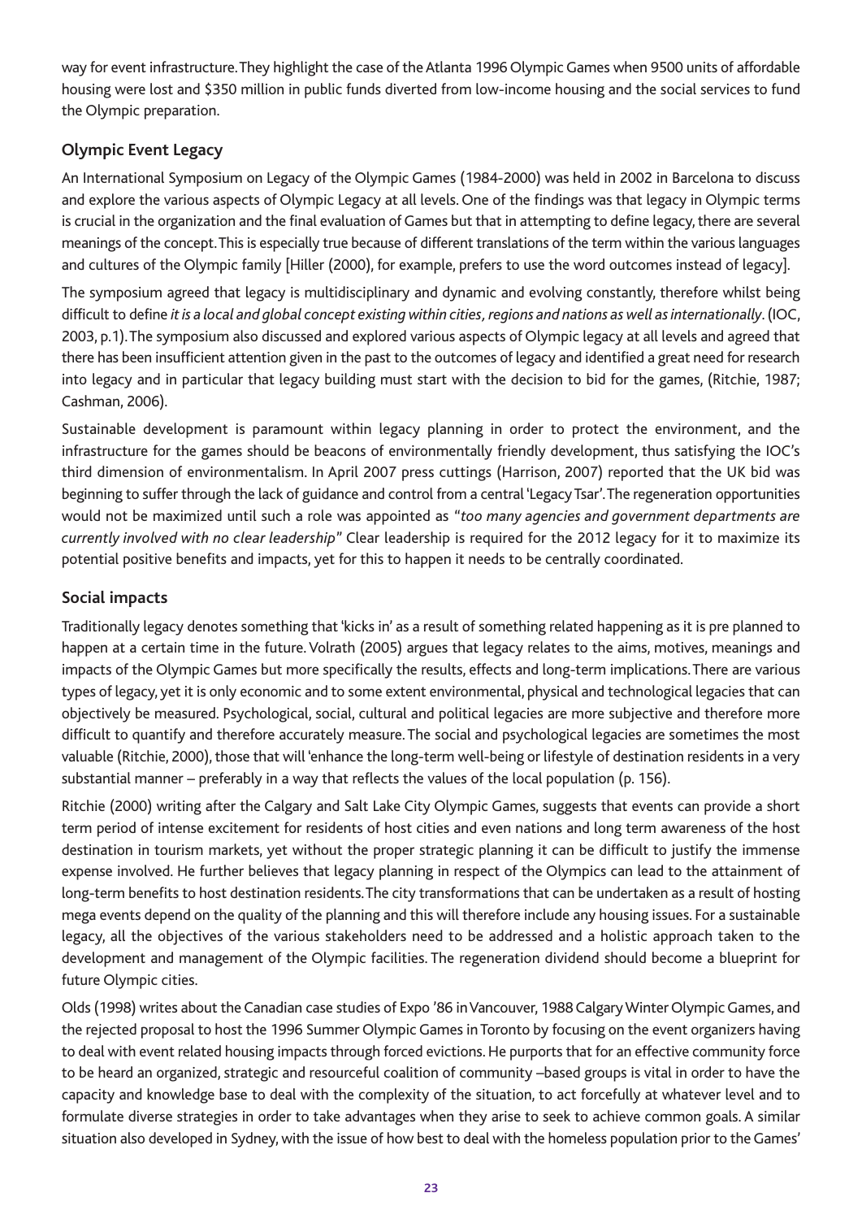way for event infrastructure. They highlight the case of the Atlanta 1996 Olympic Games when 9500 units of affordable housing were lost and $350 million in public funds diverted from low-income housing and the social services to fund the Olympic preparation.

## Olympic Event Legacy

An International Symposium on Legacy of the Olympic Games (1984-2000) was held in 2002 in Barcelona to discuss and explore the various aspects of Olympic Legacy at all levels. One of the findings was that legacy in Olympic terms is crucial in the organization and the final evaluation of Games but that in attempting to define legacy, there are several meanings of the concept. This is especially true because of different translations of the term within the various languages and cultures of the Olympic family [Hiller (2000), for example, prefers to use the word outcomes instead of legacy].

The symposium agreed that legacy is multidisciplinary and dynamic and evolving constantly, therefore whilst being difficult to define *it is a local and global concept existing within cities, regions and nations as well as internationally*. (IOC, 2003, p.1). The symposium also discussed and explored various aspects of Olympic legacy at all levels and agreed that there has been insufficient attention given in the past to the outcomes of legacy and identified a great need for research into legacy and in particular that legacy building must start with the decision to bid for the games, (Ritchie, 1987; Cashman, 2006).

Sustainable development is paramount within legacy planning in order to protect the environment, and the infrastructure for the games should be beacons of environmentally friendly development, thus satisfying the IOC's third dimension of environmentalism. In April 2007 press cuttings (Harrison, 2007) reported that the UK bid was beginning to suffer through the lack of guidance and control from a central 'Legacy Tsar'. The regeneration opportunities would not be maximized until such a role was appointed as "*too many agencies and government departments are currently involved with no clear leadership"* Clear leadership is required for the 2012 legacy for it to maximize its potential positive benefits and impacts, yet for this to happen it needs to be centrally coordinated.

## Social impacts

Traditionally legacy denotes something that 'kicks in' as a result of something related happening as it is pre planned to happen at a certain time in the future. Volrath (2005) argues that legacy relates to the aims, motives, meanings and impacts of the Olympic Games but more specifically the results, effects and long-term implications. There are various types of legacy, yet it is only economic and to some extent environmental, physical and technological legacies that can objectively be measured. Psychological, social, cultural and political legacies are more subjective and therefore more difficult to quantify and therefore accurately measure. The social and psychological legacies are sometimes the most valuable (Ritchie, 2000), those that will 'enhance the long-term well-being or lifestyle of destination residents in a very substantial manner – preferably in a way that reflects the values of the local population (p. 156).

Ritchie (2000) writing after the Calgary and Salt Lake City Olympic Games, suggests that events can provide a short term period of intense excitement for residents of host cities and even nations and long term awareness of the host destination in tourism markets, yet without the proper strategic planning it can be difficult to justify the immense expense involved. He further believes that legacy planning in respect of the Olympics can lead to the attainment of long-term benefits to host destination residents. The city transformations that can be undertaken as a result of hosting mega events depend on the quality of the planning and this will therefore include any housing issues. For a sustainable legacy, all the objectives of the various stakeholders need to be addressed and a holistic approach taken to the development and management of the Olympic facilities. The regeneration dividend should become a blueprint for future Olympic cities.

Olds (1998) writes about the Canadian case studies of Expo '86 in Vancouver, 1988 Calgary Winter Olympic Games, and the rejected proposal to host the 1996 Summer Olympic Games in Toronto by focusing on the event organizers having to deal with event related housing impacts through forced evictions. He purports that for an effective community force to be heard an organized, strategic and resourceful coalition of community –based groups is vital in order to have the capacity and knowledge base to deal with the complexity of the situation, to act forcefully at whatever level and to formulate diverse strategies in order to take advantages when they arise to seek to achieve common goals. A similar situation also developed in Sydney, with the issue of how best to deal with the homeless population prior to the Games'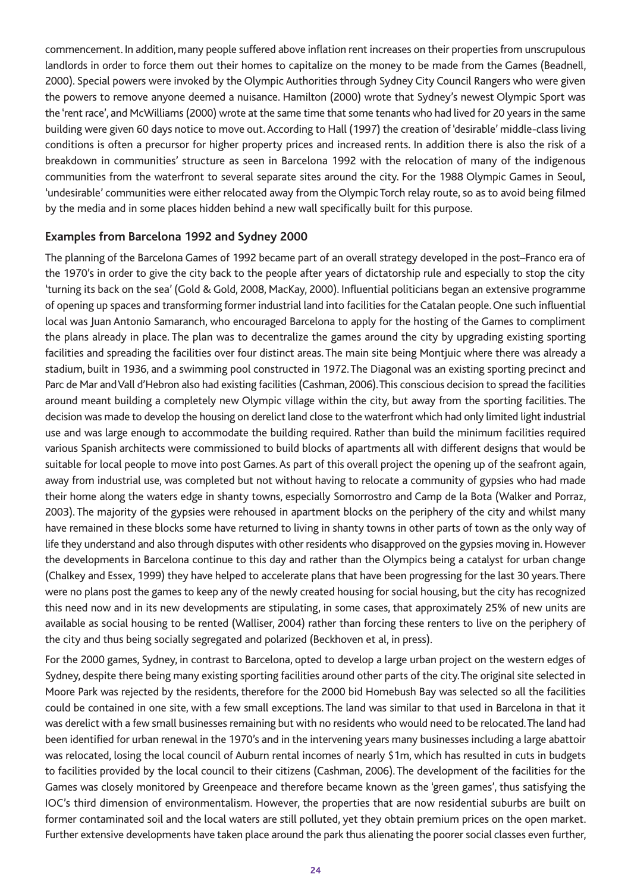commencement. In addition, many people suffered above inflation rent increases on their properties from unscrupulous landlords in order to force them out their homes to capitalize on the money to be made from the Games (Beadnell, 2000). Special powers were invoked by the Olympic Authorities through Sydney City Council Rangers who were given the powers to remove anyone deemed a nuisance. Hamilton (2000) wrote that Sydney's newest Olympic Sport was the 'rent race', and McWilliams (2000) wrote at the same time that some tenants who had lived for 20 years in the same building were given 60 days notice to move out. According to Hall (1997) the creation of 'desirable' middle-class living conditions is often a precursor for higher property prices and increased rents. In addition there is also the risk of a breakdown in communities' structure as seen in Barcelona 1992 with the relocation of many of the indigenous communities from the waterfront to several separate sites around the city. For the 1988 Olympic Games in Seoul, 'undesirable' communities were either relocated away from the Olympic Torch relay route, so as to avoid being filmed by the media and in some places hidden behind a new wall specifically built for this purpose.

## Examples from Barcelona 1992 and Sydney 2000

The planning of the Barcelona Games of 1992 became part of an overall strategy developed in the post–Franco era of the 1970's in order to give the city back to the people after years of dictatorship rule and especially to stop the city 'turning its back on the sea' (Gold & Gold, 2008, MacKay, 2000). Influential politicians began an extensive programme of opening up spaces and transforming former industrial land into facilities for the Catalan people. One such influential local was Juan Antonio Samaranch, who encouraged Barcelona to apply for the hosting of the Games to compliment the plans already in place. The plan was to decentralize the games around the city by upgrading existing sporting facilities and spreading the facilities over four distinct areas. The main site being Montjuic where there was already a stadium, built in 1936, and a swimming pool constructed in 1972. The Diagonal was an existing sporting precinct and Parc de Mar and Vall d'Hebron also had existing facilities (Cashman, 2006). This conscious decision to spread the facilities around meant building a completely new Olympic village within the city, but away from the sporting facilities. The decision was made to develop the housing on derelict land close to the waterfront which had only limited light industrial use and was large enough to accommodate the building required. Rather than build the minimum facilities required various Spanish architects were commissioned to build blocks of apartments all with different designs that would be suitable for local people to move into post Games. As part of this overall project the opening up of the seafront again, away from industrial use, was completed but not without having to relocate a community of gypsies who had made their home along the waters edge in shanty towns, especially Somorrostro and Camp de la Bota (Walker and Porraz, 2003). The majority of the gypsies were rehoused in apartment blocks on the periphery of the city and whilst many have remained in these blocks some have returned to living in shanty towns in other parts of town as the only way of life they understand and also through disputes with other residents who disapproved on the gypsies moving in. However the developments in Barcelona continue to this day and rather than the Olympics being a catalyst for urban change (Chalkey and Essex, 1999) they have helped to accelerate plans that have been progressing for the last 30 years. There were no plans post the games to keep any of the newly created housing for social housing, but the city has recognized this need now and in its new developments are stipulating, in some cases, that approximately 25% of new units are available as social housing to be rented (Walliser, 2004) rather than forcing these renters to live on the periphery of the city and thus being socially segregated and polarized (Beckhoven et al, in press).

For the 2000 games, Sydney, in contrast to Barcelona, opted to develop a large urban project on the western edges of Sydney, despite there being many existing sporting facilities around other parts of the city. The original site selected in Moore Park was rejected by the residents, therefore for the 2000 bid Homebush Bay was selected so all the facilities could be contained in one site, with a few small exceptions. The land was similar to that used in Barcelona in that it was derelict with a few small businesses remaining but with no residents who would need to be relocated. The land had been identified for urban renewal in the 1970's and in the intervening years many businesses including a large abattoir was relocated, losing the local council of Auburn rental incomes of nearly $1m, which has resulted in cuts in budgets to facilities provided by the local council to their citizens (Cashman, 2006). The development of the facilities for the Games was closely monitored by Greenpeace and therefore became known as the 'green games', thus satisfying the IOC's third dimension of environmentalism. However, the properties that are now residential suburbs are built on former contaminated soil and the local waters are still polluted, yet they obtain premium prices on the open market. Further extensive developments have taken place around the park thus alienating the poorer social classes even further,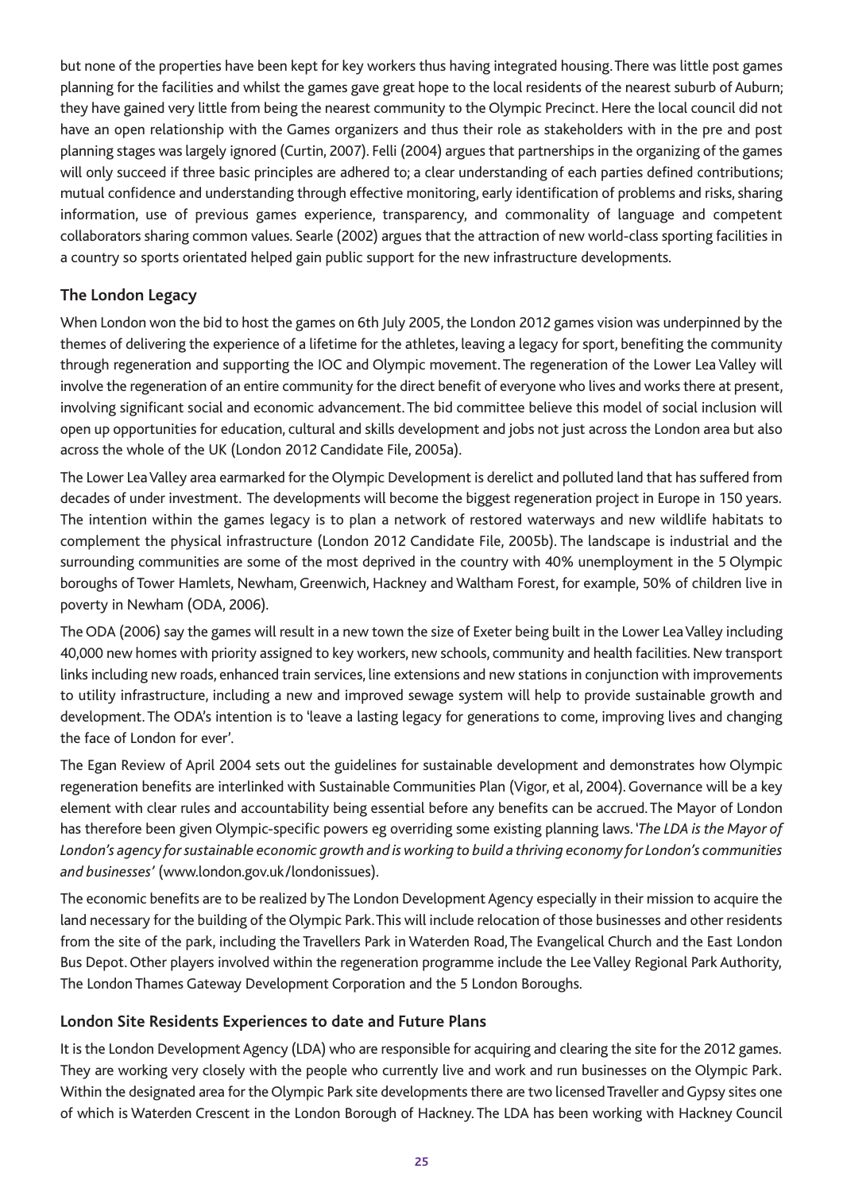but none of the properties have been kept for key workers thus having integrated housing. There was little post games planning for the facilities and whilst the games gave great hope to the local residents of the nearest suburb of Auburn; they have gained very little from being the nearest community to the Olympic Precinct. Here the local council did not have an open relationship with the Games organizers and thus their role as stakeholders with in the pre and post planning stages was largely ignored (Curtin, 2007). Felli (2004) argues that partnerships in the organizing of the games will only succeed if three basic principles are adhered to; a clear understanding of each parties defined contributions; mutual confidence and understanding through effective monitoring, early identification of problems and risks, sharing information, use of previous games experience, transparency, and commonality of language and competent collaborators sharing common values. Searle (2002) argues that the attraction of new world-class sporting facilities in a country so sports orientated helped gain public support for the new infrastructure developments.

## The London Legacy

When London won the bid to host the games on 6th July 2005, the London 2012 games vision was underpinned by the themes of delivering the experience of a lifetime for the athletes, leaving a legacy for sport, benefiting the community through regeneration and supporting the IOC and Olympic movement. The regeneration of the Lower Lea Valley will involve the regeneration of an entire community for the direct benefit of everyone who lives and works there at present, involving significant social and economic advancement. The bid committee believe this model of social inclusion will open up opportunities for education, cultural and skills development and jobs not just across the London area but also across the whole of the UK (London 2012 Candidate File, 2005a).

The Lower Lea Valley area earmarked for the Olympic Development is derelict and polluted land that has suffered from decades of under investment. The developments will become the biggest regeneration project in Europe in 150 years. The intention within the games legacy is to plan a network of restored waterways and new wildlife habitats to complement the physical infrastructure (London 2012 Candidate File, 2005b). The landscape is industrial and the surrounding communities are some of the most deprived in the country with 40% unemployment in the 5 Olympic boroughs of Tower Hamlets, Newham, Greenwich, Hackney and Waltham Forest, for example, 50% of children live in poverty in Newham (ODA, 2006).

The ODA (2006) say the games will result in a new town the size of Exeter being built in the Lower Lea Valley including 40,000 new homes with priority assigned to key workers, new schools, community and health facilities. New transport links including new roads, enhanced train services, line extensions and new stations in conjunction with improvements to utility infrastructure, including a new and improved sewage system will help to provide sustainable growth and development. The ODA's intention is to 'leave a lasting legacy for generations to come, improving lives and changing the face of London for ever'.

The Egan Review of April 2004 sets out the guidelines for sustainable development and demonstrates how Olympic regeneration benefits are interlinked with Sustainable Communities Plan (Vigor, et al, 2004). Governance will be a key element with clear rules and accountability being essential before any benefits can be accrued. The Mayor of London has therefore been given Olympic-specific powers eg overriding some existing planning laws. '*The LDA is the Mayor of London's agency for sustainable economic growth and is working to build a thriving economy for London's communities and businesses'* (www.london.gov.uk/londonissues).

The economic benefits are to be realized by The London Development Agency especially in their mission to acquire the land necessary for the building of the Olympic Park. This will include relocation of those businesses and other residents from the site of the park, including the Travellers Park in Waterden Road, The Evangelical Church and the East London Bus Depot. Other players involved within the regeneration programme include the Lee Valley Regional Park Authority, The London Thames Gateway Development Corporation and the 5 London Boroughs.

## London Site Residents Experiences to date and Future Plans

It is the London Development Agency (LDA) who are responsible for acquiring and clearing the site for the 2012 games. They are working very closely with the people who currently live and work and run businesses on the Olympic Park. Within the designated area for the Olympic Park site developments there are two licensed Traveller and Gypsy sites one of which is Waterden Crescent in the London Borough of Hackney. The LDA has been working with Hackney Council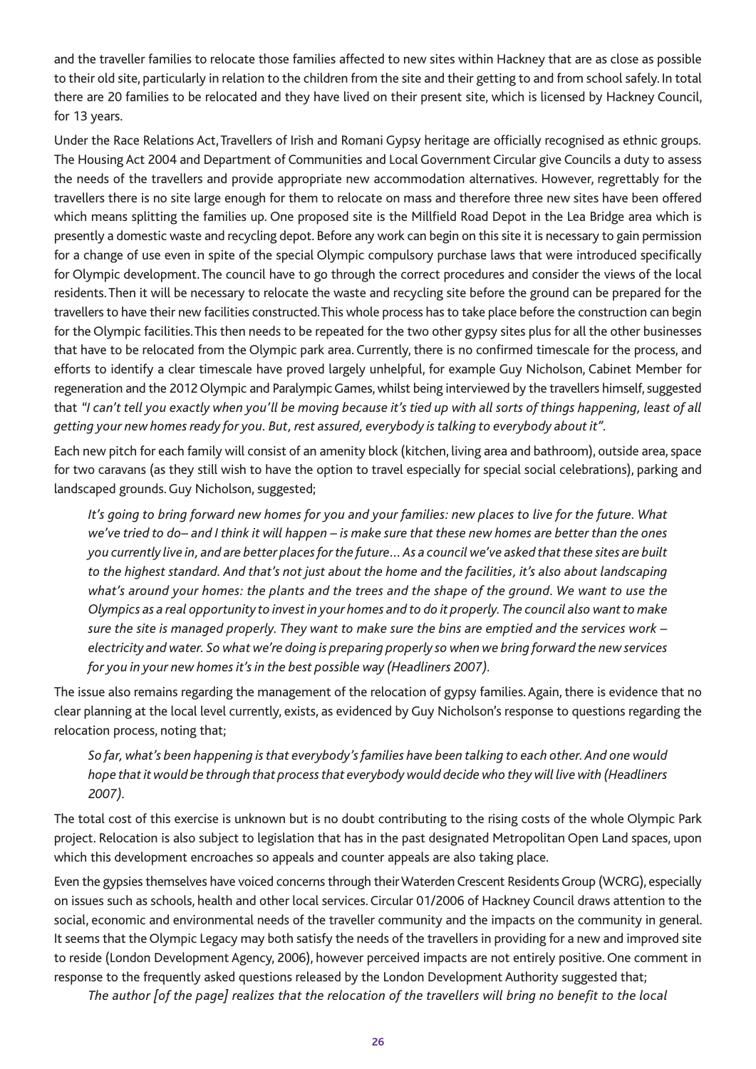and the traveller families to relocate those families affected to new sites within Hackney that are as close as possible to their old site, particularly in relation to the children from the site and their getting to and from school safely. In total there are 20 families to be relocated and they have lived on their present site, which is licensed by Hackney Council, for 13 years.

Under the Race Relations Act, Travellers of Irish and Romani Gypsy heritage are officially recognised as ethnic groups. The Housing Act 2004 and Department of Communities and Local Government Circular give Councils a duty to assess the needs of the travellers and provide appropriate new accommodation alternatives. However, regrettably for the travellers there is no site large enough for them to relocate on mass and therefore three new sites have been offered which means splitting the families up. One proposed site is the Millfield Road Depot in the Lea Bridge area which is presently a domestic waste and recycling depot. Before any work can begin on this site it is necessary to gain permission for a change of use even in spite of the special Olympic compulsory purchase laws that were introduced specifically for Olympic development. The council have to go through the correct procedures and consider the views of the local residents. Then it will be necessary to relocate the waste and recycling site before the ground can be prepared for the travellers to have their new facilities constructed. This whole process has to take place before the construction can begin for the Olympic facilities. This then needs to be repeated for the two other gypsy sites plus for all the other businesses that have to be relocated from the Olympic park area. Currently, there is no confirmed timescale for the process, and efforts to identify a clear timescale have proved largely unhelpful, for example Guy Nicholson, Cabinet Member for regeneration and the 2012 Olympic and Paralympic Games, whilst being interviewed by the travellers himself, suggested that *"I can't tell you exactly when you'll be moving because it's tied up with all sorts of things happening, least of all getting your new homes ready for you. But, rest assured, everybody is talking to everybody about it"*.

Each new pitch for each family will consist of an amenity block (kitchen, living area and bathroom), outside area, space for two caravans (as they still wish to have the option to travel especially for special social celebrations), parking and landscaped grounds. Guy Nicholson, suggested;

> *It's going to bring forward new homes for you and your families: new places to live for the future. What we've tried to do– and I think it will happen – is make sure that these new homes are better than the ones you currently live in, and are better places for the future… As a council we've asked that these sites are built to the highest standard. And that's not just about the home and the facilities, it's also about landscaping what's around your homes: the plants and the trees and the shape of the ground. We want to use the Olympics as a real opportunity to invest in your homes and to do it properly. The council also want to make sure the site is managed properly. They want to make sure the bins are emptied and the services work – electricity and water. So what we're doing is preparing properly so when we bring forward the new services for you in your new homes it's in the best possible way (Headliners 2007).*

The issue also remains regarding the management of the relocation of gypsy families. Again, there is evidence that no clear planning at the local level currently, exists, as evidenced by Guy Nicholson's response to questions regarding the relocation process, noting that;

> *So far, what's been happening is that everybody's families have been talking to each other. And one would hope that it would be through that process that everybody would decide who they will live with (Headliners 2007).*

The total cost of this exercise is unknown but is no doubt contributing to the rising costs of the whole Olympic Park project. Relocation is also subject to legislation that has in the past designated Metropolitan Open Land spaces, upon which this development encroaches so appeals and counter appeals are also taking place.

Even the gypsies themselves have voiced concerns through their Waterden Crescent Residents Group (WCRG), especially on issues such as schools, health and other local services. Circular 01/2006 of Hackney Council draws attention to the social, economic and environmental needs of the traveller community and the impacts on the community in general. It seems that the Olympic Legacy may both satisfy the needs of the travellers in providing for a new and improved site to reside (London Development Agency, 2006), however perceived impacts are not entirely positive. One comment in response to the frequently asked questions released by the London Development Authority suggested that;

> *The author [of the page] realizes that the relocation of the travellers will bring no benefit to the local*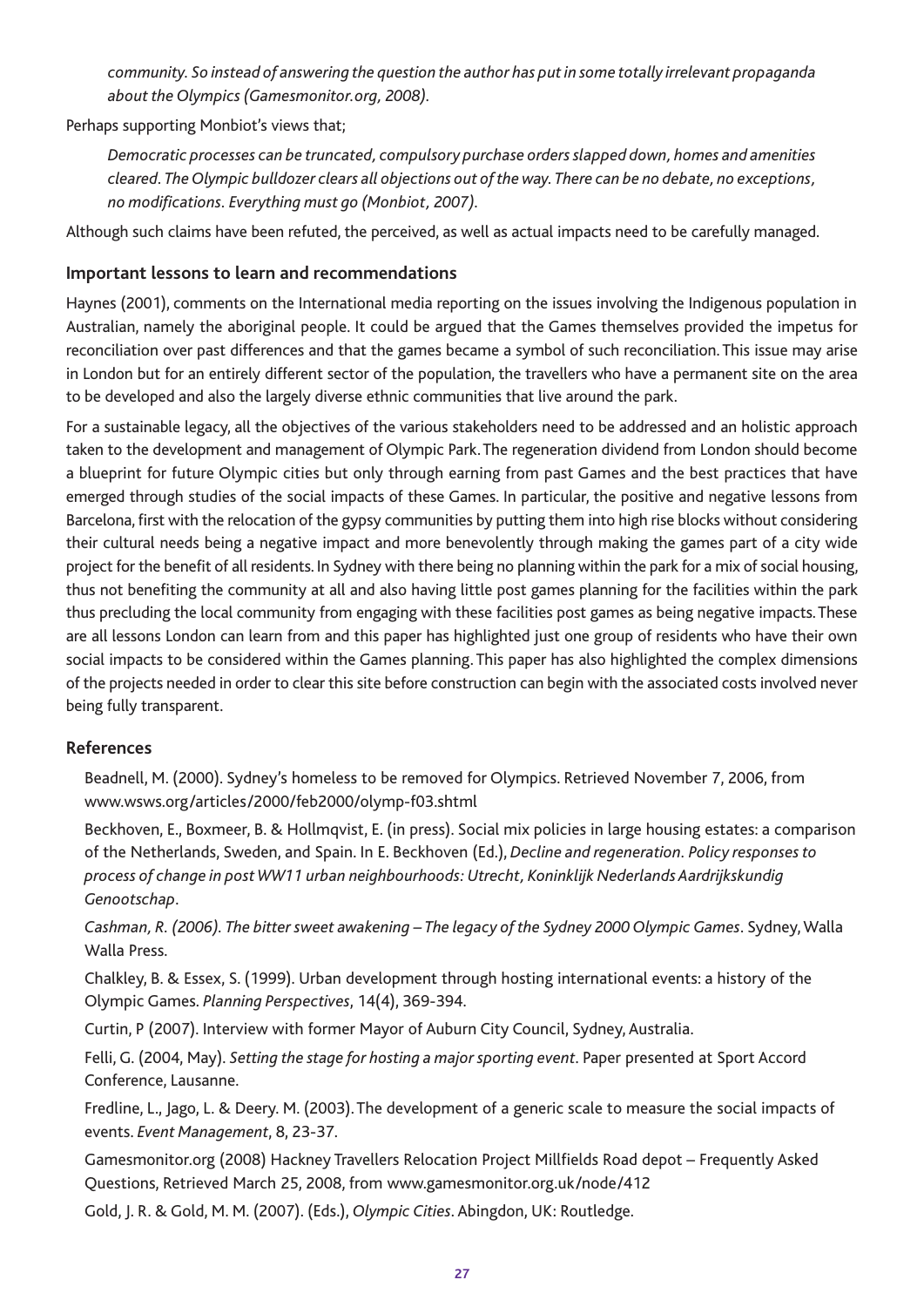*community. So instead of answering the question the author has put in some totally irrelevant propaganda about the Olympics (Gamesmonitor.org, 2008).*

Perhaps supporting Monbiot's views that;

> *Democratic processes can be truncated, compulsory purchase orders slapped down, homes and amenities cleared. The Olympic bulldozer clears all objections out of the way. There can be no debate, no exceptions, no modifications. Everything must go (Monbiot, 2007).*

Although such claims have been refuted, the perceived, as well as actual impacts need to be carefully managed.

### Important lessons to learn and recommendations

Haynes (2001), comments on the International media reporting on the issues involving the Indigenous population in Australian, namely the aboriginal people. It could be argued that the Games themselves provided the impetus for reconciliation over past differences and that the games became a symbol of such reconciliation. This issue may arise in London but for an entirely different sector of the population, the travellers who have a permanent site on the area to be developed and also the largely diverse ethnic communities that live around the park.

For a sustainable legacy, all the objectives of the various stakeholders need to be addressed and an holistic approach taken to the development and management of Olympic Park. The regeneration dividend from London should become a blueprint for future Olympic cities but only through earning from past Games and the best practices that have emerged through studies of the social impacts of these Games. In particular, the positive and negative lessons from Barcelona, first with the relocation of the gypsy communities by putting them into high rise blocks without considering their cultural needs being a negative impact and more benevolently through making the games part of a city wide project for the benefit of all residents. In Sydney with there being no planning within the park for a mix of social housing, thus not benefiting the community at all and also having little post games planning for the facilities within the park thus precluding the local community from engaging with these facilities post games as being negative impacts. These are all lessons London can learn from and this paper has highlighted just one group of residents who have their own social impacts to be considered within the Games planning. This paper has also highlighted the complex dimensions of the projects needed in order to clear this site before construction can begin with the associated costs involved never being fully transparent.

### References

Beadnell, M. (2000). Sydney's homeless to be removed for Olympics. Retrieved November 7, 2006, from www.wsws.org/articles/2000/feb2000/olymp-f03.shtml

Beckhoven, E., Boxmeer, B. & Hollmqvist, E. (in press). Social mix policies in large housing estates: a comparison of the Netherlands, Sweden, and Spain. In E. Beckhoven (Ed.), *Decline and regeneration. Policy responses to process of change in post WW11 urban neighbourhoods: Utrecht, Koninklijk Nederlands Aardrijkskundig Genootschap*.

*Cashman, R. (2006). The bitter sweet awakening – The legacy of the Sydney 2000 Olympic Games*. Sydney, Walla Walla Press.

Chalkley, B. & Essex, S. (1999). Urban development through hosting international events: a history of the Olympic Games. *Planning Perspectives*, 14(4), 369-394.

Curtin, P (2007). Interview with former Mayor of Auburn City Council, Sydney, Australia.

Felli, G. (2004, May). *Setting the stage for hosting a major sporting event*. Paper presented at Sport Accord Conference, Lausanne.

Fredline, L., Jago, L. & Deery. M. (2003). The development of a generic scale to measure the social impacts of events. *Event Management*, 8, 23-37.

Gamesmonitor.org (2008) Hackney Travellers Relocation Project Millfields Road depot – Frequently Asked Questions, Retrieved March 25, 2008, from www.gamesmonitor.org.uk/node/412

Gold, J. R. & Gold, M. M. (2007). (Eds.), *Olympic Cities*. Abingdon, UK: Routledge.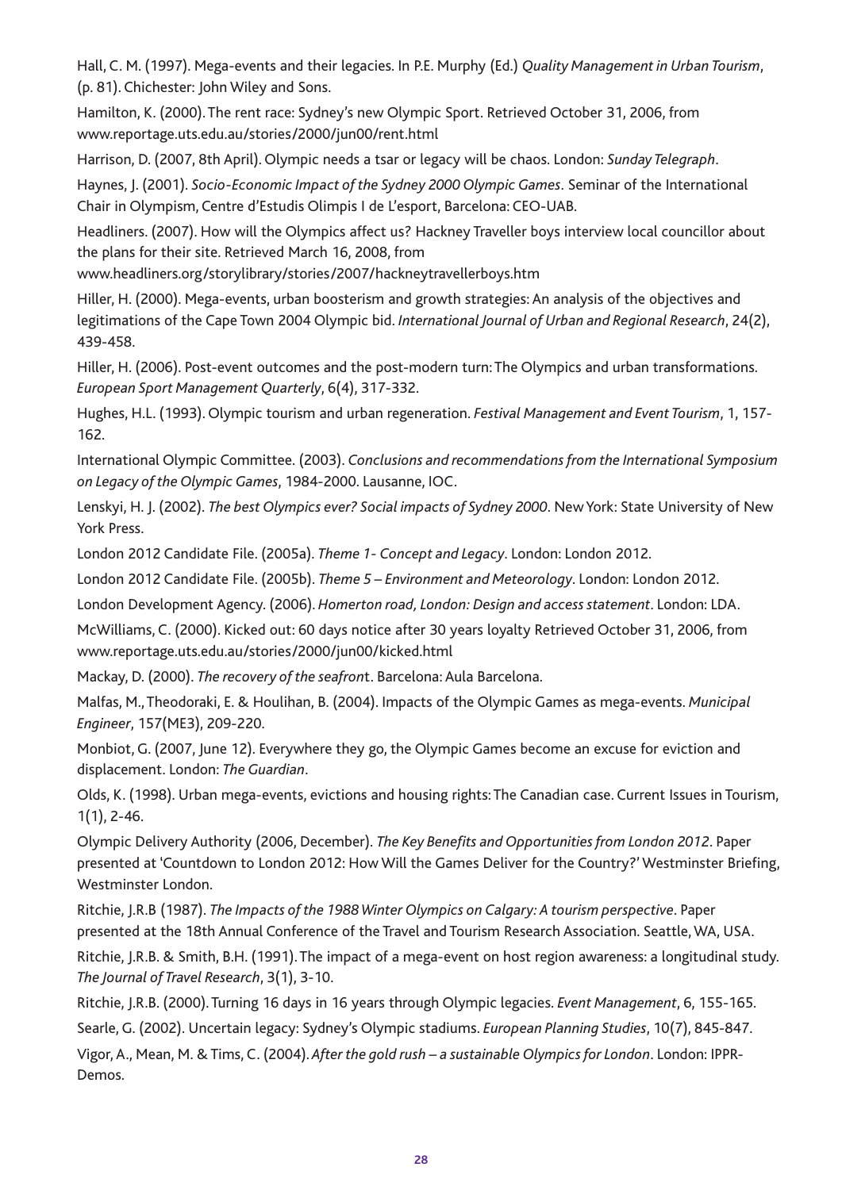Hall, C. M. (1997). Mega-events and their legacies. In P.E. Murphy (Ed.) *Quality Management in Urban Tourism*, (p. 81). Chichester: John Wiley and Sons.

Hamilton, K. (2000). The rent race: Sydney's new Olympic Sport. Retrieved October 31, 2006, from www.reportage.uts.edu.au/stories/2000/jun00/rent.html

Harrison, D. (2007, 8th April). Olympic needs a tsar or legacy will be chaos. London: *Sunday Telegraph*.

Haynes, J. (2001). *Socio-Economic Impact of the Sydney 2000 Olympic Games*. Seminar of the International Chair in Olympism, Centre d'Estudis Olimpis I de L'esport, Barcelona: CEO-UAB.

Headliners. (2007). How will the Olympics affect us? Hackney Traveller boys interview local councillor about the plans for their site. Retrieved March 16, 2008, from www.headliners.org/storylibrary/stories/2007/hackneytravellerboys.htm

Hiller, H. (2000). Mega-events, urban boosterism and growth strategies: An analysis of the objectives and legitimations of the Cape Town 2004 Olympic bid. *International Journal of Urban and Regional Research*, 24(2), 439-458.

Hiller, H. (2006). Post-event outcomes and the post-modern turn: The Olympics and urban transformations. *European Sport Management Quarterly*, 6(4), 317-332.

Hughes, H.L. (1993). Olympic tourism and urban regeneration. *Festival Management and Event Tourism*, 1, 157-162.

International Olympic Committee. (2003). *Conclusions and recommendations from the International Symposium on Legacy of the Olympic Games*, 1984-2000. Lausanne, IOC.

Lenskyi, H. J. (2002). *The best Olympics ever? Social impacts of Sydney 2000*. New York: State University of New York Press.

London 2012 Candidate File. (2005a). *Theme 1- Concept and Legacy*. London: London 2012.

London 2012 Candidate File. (2005b). *Theme 5 – Environment and Meteorology*. London: London 2012.

London Development Agency. (2006). *Homerton road, London: Design and access statement*. London: LDA.

McWilliams, C. (2000). Kicked out: 60 days notice after 30 years loyalty Retrieved October 31, 2006, from www.reportage.uts.edu.au/stories/2000/jun00/kicked.html

Mackay, D. (2000). *The recovery of the seafron*t. Barcelona: Aula Barcelona.

Malfas, M., Theodoraki, E. & Houlihan, B. (2004). Impacts of the Olympic Games as mega-events. *Municipal Engineer*, 157(ME3), 209-220.

Monbiot, G. (2007, June 12). Everywhere they go, the Olympic Games become an excuse for eviction and displacement. London: *The Guardian*.

Olds, K. (1998). Urban mega-events, evictions and housing rights: The Canadian case. Current Issues in Tourism, 1(1), 2-46.

Olympic Delivery Authority (2006, December). *The Key Benefits and Opportunities from London 2012*. Paper presented at 'Countdown to London 2012: How Will the Games Deliver for the Country?' Westminster Briefing, Westminster London.

Ritchie, J.R.B (1987). *The Impacts of the 1988 Winter Olympics on Calgary: A tourism perspective*. Paper presented at the 18th Annual Conference of the Travel and Tourism Research Association. Seattle, WA, USA.

Ritchie, J.R.B. & Smith, B.H. (1991). The impact of a mega-event on host region awareness: a longitudinal study. *The Journal of Travel Research*, 3(1), 3-10.

Ritchie, J.R.B. (2000). Turning 16 days in 16 years through Olympic legacies. *Event Management*, 6, 155-165.

Searle, G. (2002). Uncertain legacy: Sydney's Olympic stadiums. *European Planning Studies*, 10(7), 845-847.

Vigor, A., Mean, M. & Tims, C. (2004). *After the gold rush – a sustainable Olympics for London*. London: IPPR-Demos.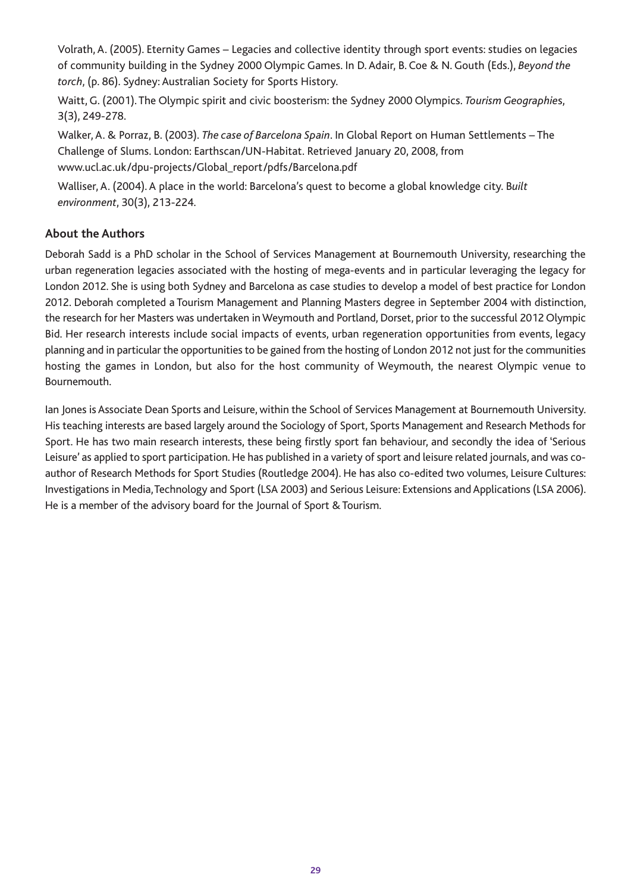Volrath, A. (2005). Eternity Games – Legacies and collective identity through sport events: studies on legacies of community building in the Sydney 2000 Olympic Games. In D. Adair, B. Coe & N. Gouth (Eds.), *Beyond the torch*, (p. 86). Sydney: Australian Society for Sports History.

Waitt, G. (2001). The Olympic spirit and civic boosterism: the Sydney 2000 Olympics. *Tourism Geographies*, 3(3), 249-278.

Walker, A. & Porraz, B. (2003). *The case of Barcelona Spain*. In Global Report on Human Settlements – The Challenge of Slums. London: Earthscan/UN-Habitat. Retrieved January 20, 2008, from www.ucl.ac.uk/dpu-projects/Global_report/pdfs/Barcelona.pdf

Walliser, A. (2004). A place in the world: Barcelona's quest to become a global knowledge city. B*uilt environment*, 30(3), 213-224.

## About the Authors

Deborah Sadd is a PhD scholar in the School of Services Management at Bournemouth University, researching the urban regeneration legacies associated with the hosting of mega-events and in particular leveraging the legacy for London 2012. She is using both Sydney and Barcelona as case studies to develop a model of best practice for London 2012. Deborah completed a Tourism Management and Planning Masters degree in September 2004 with distinction, the research for her Masters was undertaken in Weymouth and Portland, Dorset, prior to the successful 2012 Olympic Bid. Her research interests include social impacts of events, urban regeneration opportunities from events, legacy planning and in particular the opportunities to be gained from the hosting of London 2012 not just for the communities hosting the games in London, but also for the host community of Weymouth, the nearest Olympic venue to Bournemouth.

Ian Jones is Associate Dean Sports and Leisure, within the School of Services Management at Bournemouth University. His teaching interests are based largely around the Sociology of Sport, Sports Management and Research Methods for Sport. He has two main research interests, these being firstly sport fan behaviour, and secondly the idea of 'Serious Leisure' as applied to sport participation. He has published in a variety of sport and leisure related journals, and was co-author of Research Methods for Sport Studies (Routledge 2004). He has also co-edited two volumes, Leisure Cultures: Investigations in Media, Technology and Sport (LSA 2003) and Serious Leisure: Extensions and Applications (LSA 2006). He is a member of the advisory board for the Journal of Sport & Tourism.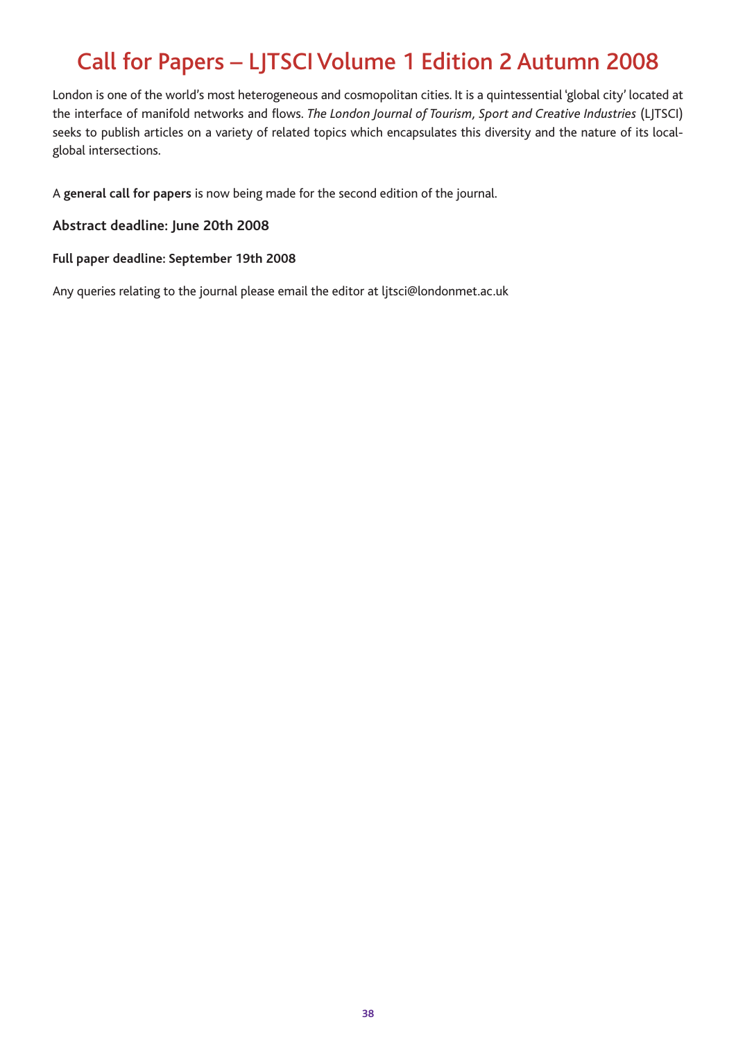# Call for Papers – LJTSCI Volume 1 Edition 2 Autumn 2008

London is one of the world's most heterogeneous and cosmopolitan cities. It is a quintessential 'global city' located at the interface of manifold networks and flows. *The London Journal of Tourism, Sport and Creative Industries* (LJTSCI) seeks to publish articles on a variety of related topics which encapsulates this diversity and the nature of its local-global intersections.

A **general call for papers** is now being made for the second edition of the journal.

### Abstract deadline: June 20th 2008

**Full paper deadline: September 19th 2008**

Any queries relating to the journal please email the editor at ljtsci@londonmet.ac.uk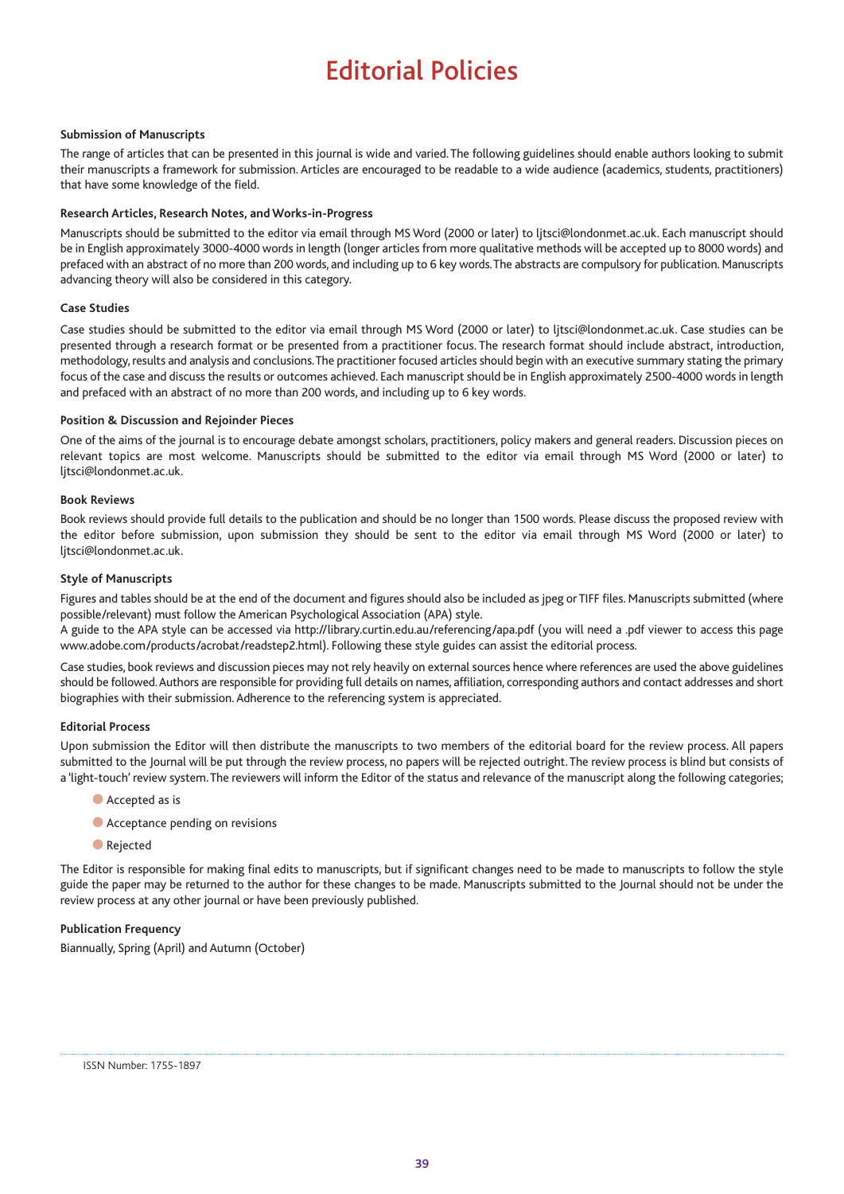# Editorial Policies

### Submission of Manuscripts

The range of articles that can be presented in this journal is wide and varied. The following guidelines should enable authors looking to submit their manuscripts a framework for submission. Articles are encouraged to be readable to a wide audience (academics, students, practitioners) that have some knowledge of the field.

### Research Articles, Research Notes, and Works-in-Progress

Manuscripts should be submitted to the editor via email through MS Word (2000 or later) to ljtsci@londonmet.ac.uk. Each manuscript should be in English approximately 3000-4000 words in length (longer articles from more qualitative methods will be accepted up to 8000 words) and prefaced with an abstract of no more than 200 words, and including up to 6 key words. The abstracts are compulsory for publication. Manuscripts advancing theory will also be considered in this category.

### Case Studies

Case studies should be submitted to the editor via email through MS Word (2000 or later) to ljtsci@londonmet.ac.uk. Case studies can be presented through a research format or be presented from a practitioner focus. The research format should include abstract, introduction, methodology, results and analysis and conclusions. The practitioner focused articles should begin with an executive summary stating the primary focus of the case and discuss the results or outcomes achieved. Each manuscript should be in English approximately 2500-4000 words in length and prefaced with an abstract of no more than 200 words, and including up to 6 key words.

### Position & Discussion and Rejoinder Pieces

One of the aims of the journal is to encourage debate amongst scholars, practitioners, policy makers and general readers. Discussion pieces on relevant topics are most welcome. Manuscripts should be submitted to the editor via email through MS Word (2000 or later) to ljtsci@londonmet.ac.uk.

### Book Reviews

Book reviews should provide full details to the publication and should be no longer than 1500 words. Please discuss the proposed review with the editor before submission, upon submission they should be sent to the editor via email through MS Word (2000 or later) to ljtsci@londonmet.ac.uk.

### Style of Manuscripts

Figures and tables should be at the end of the document and figures should also be included as jpeg or TIFF files. Manuscripts submitted (where possible/relevant) must follow the American Psychological Association (APA) style.
A guide to the APA style can be accessed via http://library.curtin.edu.au/referencing/apa.pdf (you will need a .pdf viewer to access this page www.adobe.com/products/acrobat/readstep2.html). Following these style guides can assist the editorial process.

Case studies, book reviews and discussion pieces may not rely heavily on external sources hence where references are used the above guidelines should be followed. Authors are responsible for providing full details on names, affiliation, corresponding authors and contact addresses and short biographies with their submission. Adherence to the referencing system is appreciated.

### Editorial Process

Upon submission the Editor will then distribute the manuscripts to two members of the editorial board for the review process. All papers submitted to the Journal will be put through the review process, no papers will be rejected outright. The review process is blind but consists of a 'light-touch' review system. The reviewers will inform the Editor of the status and relevance of the manuscript along the following categories;

- Accepted as is
- Acceptance pending on revisions
- Rejected

The Editor is responsible for making final edits to manuscripts, but if significant changes need to be made to manuscripts to follow the style guide the paper may be returned to the author for these changes to be made. Manuscripts submitted to the Journal should not be under the review process at any other journal or have been previously published.

### Publication Frequency

Biannually, Spring (April) and Autumn (October)

ISSN Number: 1755-1897